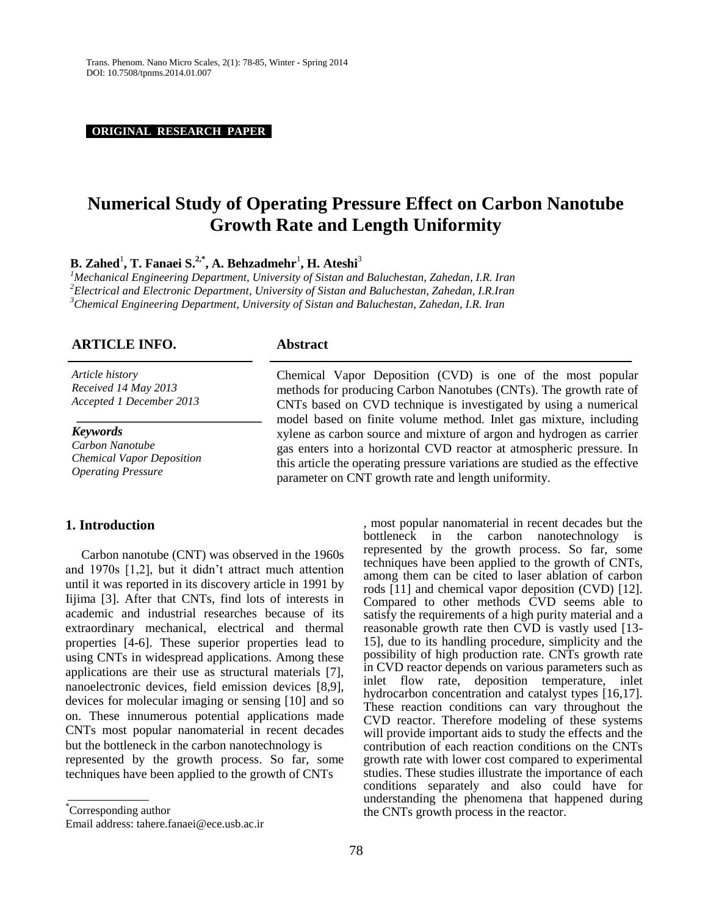Trans. Phenom. Nano Micro Scales, 2(1): 78-85, Winter - Spring 2014
DOI: 10.7508/tpnms.2014.01.007

**ORIGINAL RESEARCH PAPER**

# Numerical Study of Operating Pressure Effect on Carbon Nanotube Growth Rate and Length Uniformity

**B. Zahed[1], T. Fanaei S.[2,*], A. Behzadmehr[1], H. Ateshi[3]**

[1]*Mechanical Engineering Department, University of Sistan and Baluchestan, Zahedan, I.R. Iran*
[2]*Electrical and Electronic Department, University of Sistan and Baluchestan, Zahedan, I.R.Iran*
[3]*Chemical Engineering Department, University of Sistan and Baluchestan, Zahedan, I.R. Iran*

## ARTICLE INFO.

*Article history*
*Received 14 May 2013*
*Accepted 1 December 2013*

***Keywords***
*Carbon Nanotube*
*Chemical Vapor Deposition*
*Operating Pressure*

## Abstract

Chemical Vapor Deposition (CVD) is one of the most popular methods for producing Carbon Nanotubes (CNTs). The growth rate of CNTs based on CVD technique is investigated by using a numerical model based on finite volume method. Inlet gas mixture, including xylene as carbon source and mixture of argon and hydrogen as carrier gas enters into a horizontal CVD reactor at atmospheric pressure. In this article the operating pressure variations are studied as the effective parameter on CNT growth rate and length uniformity.

## 1. Introduction

Carbon nanotube (CNT) was observed in the 1960s and 1970s [1,2], but it didn't attract much attention until it was reported in its discovery article in 1991 by Iijima [3]. After that CNTs, find lots of interests in academic and industrial researches because of its extraordinary mechanical, electrical and thermal properties [4-6]. These superior properties lead to using CNTs in widespread applications. Among these applications are their use as structural materials [7], nanoelectronic devices, field emission devices [8,9], devices for molecular imaging or sensing [10] and so on. These innumerous potential applications made CNTs most popular nanomaterial in recent decades but the bottleneck in the carbon nanotechnology is represented by the growth process. So far, some techniques have been applied to the growth of CNTs

, most popular nanomaterial in recent decades but the bottleneck in the carbon nanotechnology is represented by the growth process. So far, some techniques have been applied to the growth of CNTs, among them can be cited to laser ablation of carbon rods [11] and chemical vapor deposition (CVD) [12]. Compared to other methods CVD seems able to satisfy the requirements of a high purity material and a reasonable growth rate then CVD is vastly used [13-15], due to its handling procedure, simplicity and the possibility of high production rate. CNTs growth rate in CVD reactor depends on various parameters such as inlet flow rate, deposition temperature, inlet hydrocarbon concentration and catalyst types [16,17]. These reaction conditions can vary throughout the CVD reactor. Therefore modeling of these systems will provide important aids to study the effects and the contribution of each reaction conditions on the CNTs growth rate with lower cost compared to experimental studies. These studies illustrate the importance of each conditions separately and also could have for understanding the phenomena that happened during the CNTs growth process in the reactor.

*Corresponding author
Email address: tahere.fanaei@ece.usb.ac.ir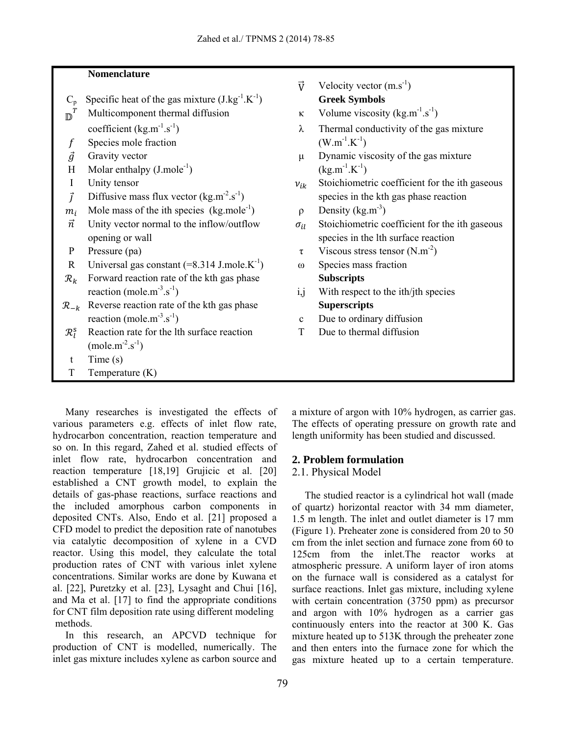## Nomenclature

| | |
|---|---|
| $C_p$ | Specific heat of the gas mixture ($J.kg^{-1}.K^{-1}$) |
| $\mathbb{D}^T$ | Multicomponent thermal diffusion coefficient ($kg.m^{-1}.s^{-1}$) |
| $f$ | Species mole fraction |
| $\vec{g}$ | Gravity vector |
| H | Molar enthalpy ($J.mole^{-1}$) |
| I | Unity tensor |
| $\vec{j}$ | Diffusive mass flux vector ($kg.m^{-2}.s^{-1}$) |
| $m_i$ | Mole mass of the ith species ($kg.mole^{-1}$) |
| $\vec{n}$ | Unity vector normal to the inflow/outflow opening or wall |
| P | Pressure (pa) |
| R | Universal gas constant (=8.314 $J.mole.K^{-1}$) |
| $\mathcal{R}_k$ | Forward reaction rate of the kth gas phase reaction ($mole.m^{-3}.s^{-1}$) |
| $\mathcal{R}_{-k}$ | Reverse reaction rate of the kth gas phase reaction ($mole.m^{-3}.s^{-1}$) |
| $\mathcal{R}_l^s$ | Reaction rate for the lth surface reaction ($mole.m^{-2}.s^{-1}$) |
| t | Time (s) |
| T | Temperature (K) |
| $\vec{V}$ | Velocity vector ($m.s^{-1}$) |
| | **Greek Symbols** |
| κ | Volume viscosity ($kg.m^{-1}.s^{-1}$) |
| λ | Thermal conductivity of the gas mixture ($W.m^{-1}.K^{-1}$) |
| μ | Dynamic viscosity of the gas mixture ($kg.m^{-1}.K^{-1}$) |
| $\nu_{ik}$ | Stoichiometric coefficient for the ith gaseous species in the kth gas phase reaction |
| ρ | Density ($kg.m^{-3}$) |
| $\sigma_{il}$ | Stoichiometric coefficient for the ith gaseous species in the lth surface reaction |
| τ | Viscous stress tensor ($N.m^{-2}$) |
| ω | Species mass fraction |
| | **Subscripts** |
| i,j | With respect to the ith/jth species |
| | **Superscripts** |
| c | Due to ordinary diffusion |
| T | Due to thermal diffusion |

Many researches is investigated the effects of various parameters e.g. effects of inlet flow rate, hydrocarbon concentration, reaction temperature and so on. In this regard, Zahed et al. studied effects of inlet flow rate, hydrocarbon concentration and reaction temperature [18,19] Grujicic et al. [20] established a CNT growth model, to explain the details of gas-phase reactions, surface reactions and the included amorphous carbon components in deposited CNTs. Also, Endo et al. [21] proposed a CFD model to predict the deposition rate of nanotubes via catalytic decomposition of xylene in a CVD reactor. Using this model, they calculate the total production rates of CNT with various inlet xylene concentrations. Similar works are done by Kuwana et al. [22], Puretzky et al. [23], Lysaght and Chui [16], and Ma et al. [17] to find the appropriate conditions for CNT film deposition rate using different modeling methods.

In this research, an APCVD technique for production of CNT is modelled, numerically. The inlet gas mixture includes xylene as carbon source and a mixture of argon with 10% hydrogen, as carrier gas. The effects of operating pressure on growth rate and length uniformity has been studied and discussed.

## 2. Problem formulation

### 2.1. Physical Model

The studied reactor is a cylindrical hot wall (made of quartz) horizontal reactor with 34 mm diameter, 1.5 m length. The inlet and outlet diameter is 17 mm (Figure 1). Preheater zone is considered from 20 to 50 cm from the inlet section and furnace zone from 60 to 125cm from the inlet.The reactor works at atmospheric pressure. A uniform layer of iron atoms on the furnace wall is considered as a catalyst for surface reactions. Inlet gas mixture, including xylene with certain concentration (3750 ppm) as precursor and argon with 10% hydrogen as a carrier gas continuously enters into the reactor at 300 K. Gas mixture heated up to 513K through the preheater zone and then enters into the furnace zone for which the gas mixture heated up to a certain temperature.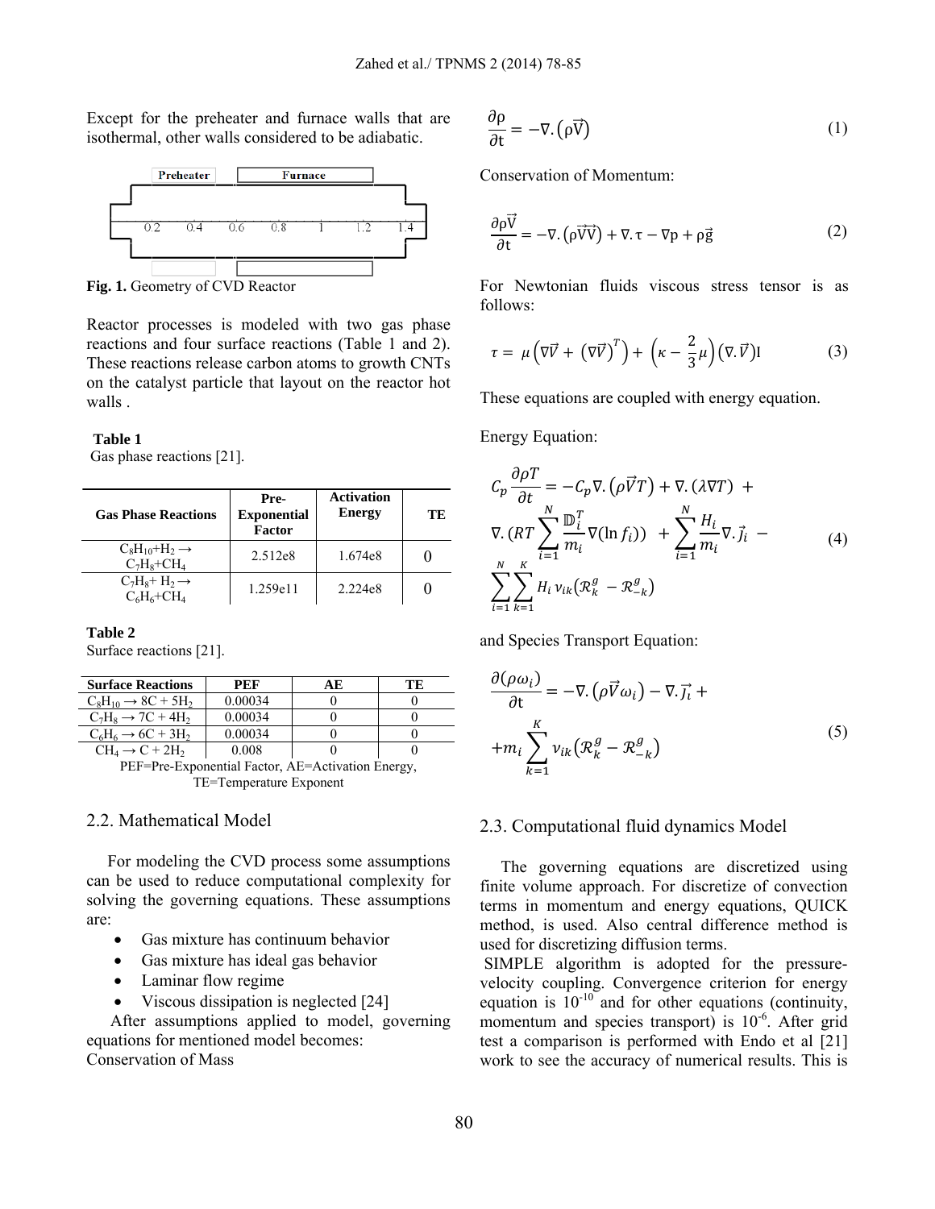Except for the preheater and furnace walls that are isothermal, other walls considered to be adiabatic.

Preheater
Furnace
0.2 0.4 0.6 0.8 1 1.2 1.4

**Fig. 1.** Geometry of CVD Reactor

Reactor processes is modeled with two gas phase reactions and four surface reactions (Table 1 and 2). These reactions release carbon atoms to growth CNTs on the catalyst particle that layout on the reactor hot walls .

**Table 1**
Gas phase reactions [21].

| Gas Phase Reactions | Pre-Exponential Factor | Activation Energy | TE |
|---|---|---|---|
| $C_8H_{10}+H_2 \rightarrow C_7H_8+CH_4$ | 2.512e8 | 1.674e8 | 0 |
| $C_7H_8+H_2 \rightarrow C_6H_6+CH_4$ | 1.259e11 | 2.224e8 | 0 |

**Table 2**
Surface reactions [21].

| Surface Reactions | PEF | AE | TE |
|---|---|---|---|
| $C_8H_{10} \rightarrow 8C + 5H_2$ | 0.00034 | 0 | 0 |
| $C_7H_8 \rightarrow 7C + 4H_2$ | 0.00034 | 0 | 0 |
| $C_6H_6 \rightarrow 6C + 3H_2$ | 0.00034 | 0 | 0 |
| $CH_4 \rightarrow C + 2H_2$ | 0.008 | 0 | 0 |

PEF=Pre-Exponential Factor, AE=Activation Energy, TE=Temperature Exponent

## 2.2. Mathematical Model

For modeling the CVD process some assumptions can be used to reduce computational complexity for solving the governing equations. These assumptions are:

- Gas mixture has continuum behavior
- Gas mixture has ideal gas behavior
- Laminar flow regime
- Viscous dissipation is neglected [24]

After assumptions applied to model, governing equations for mentioned model becomes:
Conservation of Mass

$$\frac{\partial \rho}{\partial t} = -\nabla.(\rho \vec{V}) \tag{1}$$

Conservation of Momentum:

$$\frac{\partial \rho \vec{V}}{\partial t} = -\nabla.(\rho \vec{V}\vec{V}) + \nabla.\tau - \nabla p + \rho \vec{g} \tag{2}$$

For Newtonian fluids viscous stress tensor is as follows:

$$\tau = \mu\left(\nabla\vec{V} + (\nabla\vec{V})^T\right) + \left(\kappa - \frac{2}{3}\mu\right)(\nabla.\vec{V})\mathrm{I} \tag{3}$$

These equations are coupled with energy equation.

Energy Equation:

$$C_p\frac{\partial \rho T}{\partial t} = -C_p\nabla.(\rho\vec{V}T) + \nabla.(\lambda\nabla T) + \nabla.\left(RT\sum_{i=1}^{N}\frac{\mathbb{D}_i^T}{m_i}\nabla(\ln f_i)\right) + \sum_{i=1}^{N}\frac{H_i}{m_i}\nabla.\vec{j_i} - \sum_{i=1}^{N}\sum_{k=1}^{K}H_i\,\nu_{ik}\left(\mathcal{R}_k^g - \mathcal{R}_{-k}^g\right) \tag{4}$$

and Species Transport Equation:

$$\frac{\partial(\rho\omega_i)}{\partial t} = -\nabla.(\rho\vec{V}\omega_i) - \nabla.\vec{j_i} + m_i\sum_{k=1}^{K}\nu_{ik}\left(\mathcal{R}_k^g - \mathcal{R}_{-k}^g\right) \tag{5}$$

## 2.3. Computational fluid dynamics Model

The governing equations are discretized using finite volume approach. For discretize of convection terms in momentum and energy equations, QUICK method, is used. Also central difference method is used for discretizing diffusion terms.

SIMPLE algorithm is adopted for the pressure-velocity coupling. Convergence criterion for energy equation is $10^{-10}$ and for other equations (continuity, momentum and species transport) is $10^{-6}$. After grid test a comparison is performed with Endo et al [21] work to see the accuracy of numerical results. This is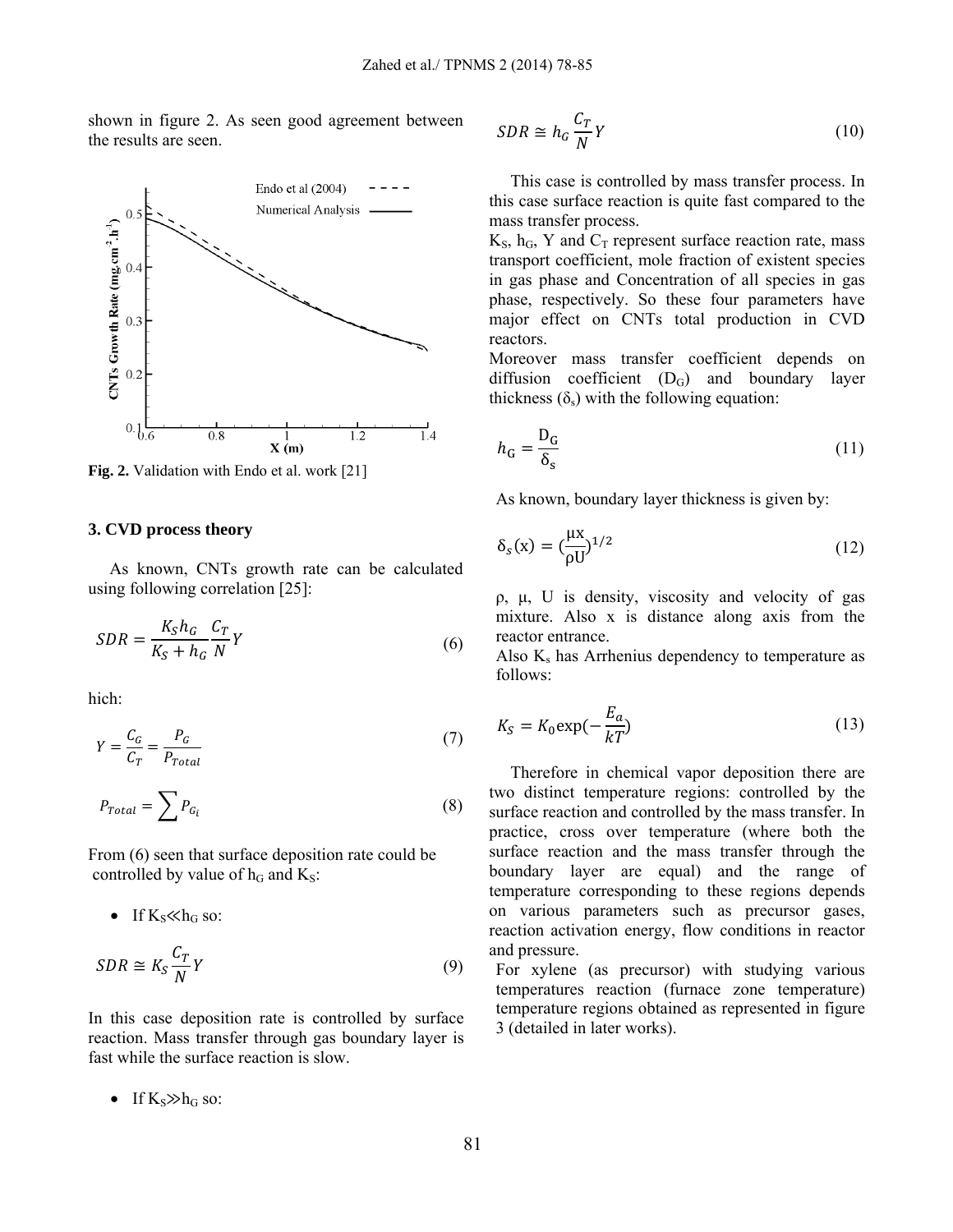shown in figure 2. As seen good agreement between the results are seen.

**Fig. 2.** Validation with Endo et al. work [21]

## 3. CVD process theory

As known, CNTs growth rate can be calculated using following correlation [25]:

$$SDR = \frac{K_S h_G}{K_S + h_G} \frac{C_T}{N} Y \tag{6}$$

hich:

$$Y = \frac{C_G}{C_T} = \frac{P_G}{P_{Total}} \tag{7}$$

$$P_{Total} = \sum P_{G_i} \tag{8}$$

From (6) seen that surface deposition rate could be controlled by value of $h_G$ and $K_S$:

- If $K_S \ll h_G$ so:

$$SDR \cong K_S \frac{C_T}{N} Y \tag{9}$$

In this case deposition rate is controlled by surface reaction. Mass transfer through gas boundary layer is fast while the surface reaction is slow.

- If $K_S \gg h_G$ so:

$$SDR \cong h_G \frac{C_T}{N} Y \tag{10}$$

This case is controlled by mass transfer process. In this case surface reaction is quite fast compared to the mass transfer process.

$K_S$, $h_G$, Y and $C_T$ represent surface reaction rate, mass transport coefficient, mole fraction of existent species in gas phase and Concentration of all species in gas phase, respectively. So these four parameters have major effect on CNTs total production in CVD reactors.

Moreover mass transfer coefficient depends on diffusion coefficient ($D_G$) and boundary layer thickness ($\delta_s$) with the following equation:

$$h_G = \frac{D_G}{\delta_s} \tag{11}$$

As known, boundary layer thickness is given by:

$$\delta_s(x) = \left(\frac{\mu x}{\rho U}\right)^{1/2} \tag{12}$$

ρ, μ, U is density, viscosity and velocity of gas mixture. Also x is distance along axis from the reactor entrance.

Also $K_s$ has Arrhenius dependency to temperature as follows:

$$K_S = K_0 \exp\left(-\frac{E_a}{kT}\right) \tag{13}$$

Therefore in chemical vapor deposition there are two distinct temperature regions: controlled by the surface reaction and controlled by the mass transfer. In practice, cross over temperature (where both the surface reaction and the mass transfer through the boundary layer are equal) and the range of temperature corresponding to these regions depends on various parameters such as precursor gases, reaction activation energy, flow conditions in reactor and pressure.

For xylene (as precursor) with studying various temperatures reaction (furnace zone temperature) temperature regions obtained as represented in figure 3 (detailed in later works).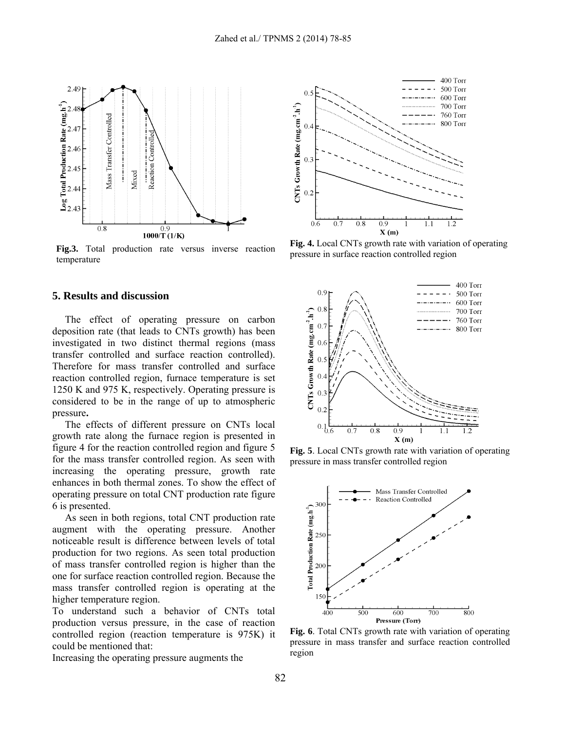2.49

2.48

2.47

2.46

2.45

2.44

2.43

Log Total Production Rate (mg.h$^{-1}$)

0.8

0.9

1

1000/T (1/K)

Mass Transfer Controlled

Mixed

Reaction Controlled

**Fig.3.** Total production rate versus inverse reaction temperature

0.5

0.4

0.3

0.2

CNTs Growth Rate (mg.cm$^{-2}$.h$^{-1}$)

0.6 0.7 0.8 0.9 1 1.1 1.2

X (m)

400 Torr

500 Torr

600 Torr

700 Torr

760 Torr

800 Torr

**Fig. 4.** Local CNTs growth rate with variation of operating pressure in surface reaction controlled region

## 5. Results and discussion

The effect of operating pressure on carbon deposition rate (that leads to CNTs growth) has been investigated in two distinct thermal regions (mass transfer controlled and surface reaction controlled). Therefore for mass transfer controlled and surface reaction controlled region, furnace temperature is set 1250 K and 975 K, respectively. Operating pressure is considered to be in the range of up to atmospheric pressure**.**

The effects of different pressure on CNTs local growth rate along the furnace region is presented in figure 4 for the reaction controlled region and figure 5 for the mass transfer controlled region. As seen with increasing the operating pressure, growth rate enhances in both thermal zones. To show the effect of operating pressure on total CNT production rate figure 6 is presented.

As seen in both regions, total CNT production rate augment with the operating pressure. Another noticeable result is difference between levels of total production for two regions. As seen total production of mass transfer controlled region is higher than the one for surface reaction controlled region. Because the mass transfer controlled region is operating at the higher temperature region.

To understand such a behavior of CNTs total production versus pressure, in the case of reaction controlled region (reaction temperature is 975K) it could be mentioned that:

Increasing the operating pressure augments the

0.9

0.8

0.7

0.6

0.5

0.4

0.3

0.2

0.1

CNTs Growth Rate (mg.cm$^{-2}$.h$^{-1}$)

0.6 0.7 0.8 0.9 1 1.1 1.2

X (m)

400 Torr

500 Torr

600 Torr

700 Torr

760 Torr

800 Torr

**Fig. 5**. Local CNTs growth rate with variation of operating pressure in mass transfer controlled region

300

250

200

150

Total Production Rate (mg.h$^{-1}$)

400 500 600 700 800

Pressure (Torr)

Mass Transfer Controlled

Reaction Controlled

**Fig. 6**. Total CNTs growth rate with variation of operating pressure in mass transfer and surface reaction controlled region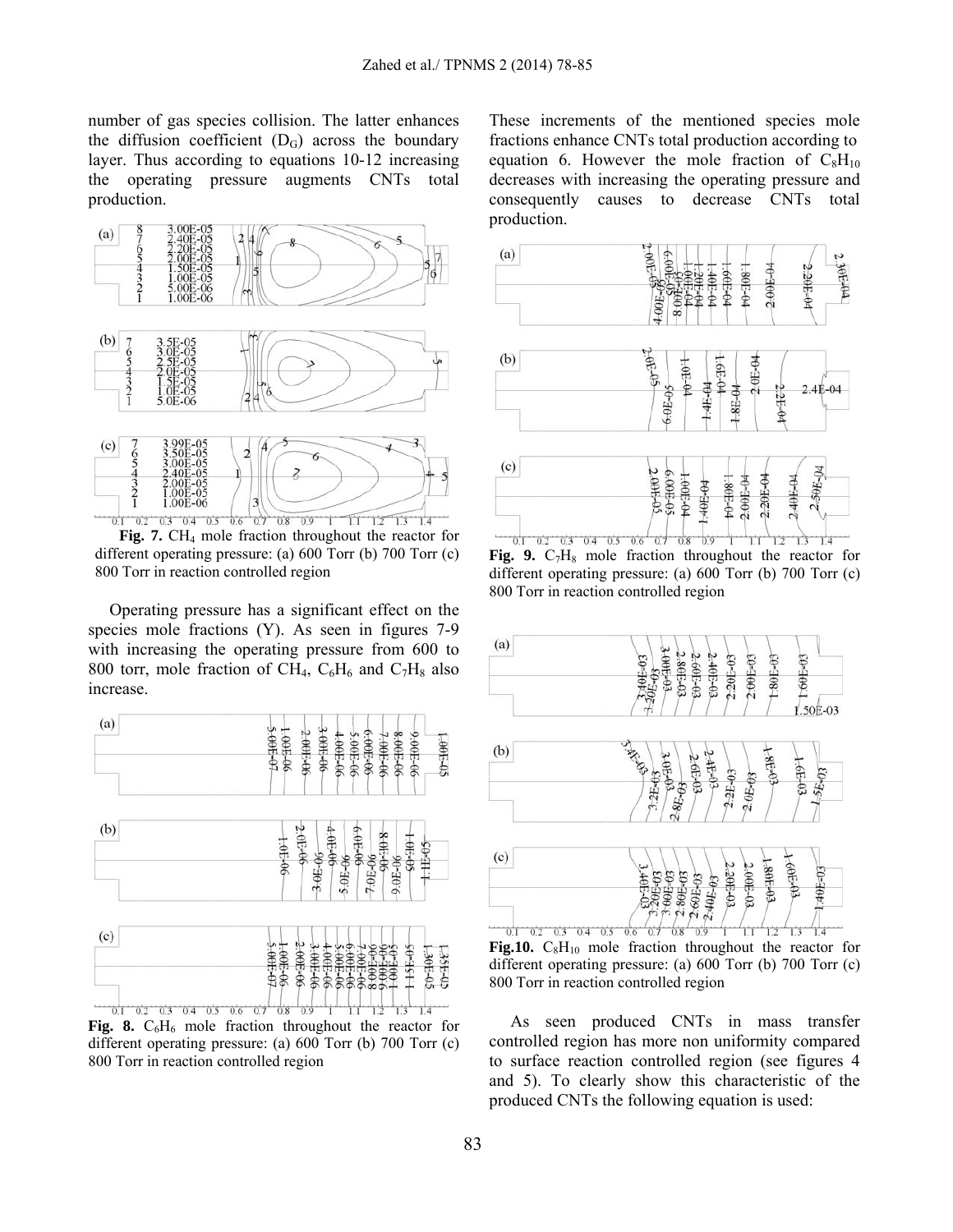number of gas species collision. The latter enhances the diffusion coefficient ($D_G$) across the boundary layer. Thus according to equations 10-12 increasing the operating pressure augments CNTs total production.

(a)
8 3.00E-05
7 2.40E-05
6 2.20E-05
5 2.00E-05
4 1.50E-05
3 1.00E-05
2 5.00E-06
1 1.00E-06

(b)
7 3.5E-05
6 3.0E-05
5 2.5E-05
4 2.0E-05
3 1.5E-05
2 1.0E-05
1 5.0E-06

(c)
7 3.99E-05
6 3.50E-05
5 3.00E-05
4 2.40E-05
3 2.00E-05
2 1.00E-05
1 1.00E-06

0.1 0.2 0.3 0.4 0.5 0.6 0.7 0.8 0.9 1 1.1 1.2 1.3 1.4

**Fig. 7.** $CH_4$ mole fraction throughout the reactor for different operating pressure: (a) 600 Torr (b) 700 Torr (c) 800 Torr in reaction controlled region

Operating pressure has a significant effect on the species mole fractions (Y). As seen in figures 7-9 with increasing the operating pressure from 600 to 800 torr, mole fraction of $CH_4$, $C_6H_6$ and $C_7H_8$ also increase.

(a)
(b)
(c)

0.1 0.2 0.3 0.4 0.5 0.6 0.7 0.8 0.9 1 1.1 1.2 1.3 1.4

**Fig. 8.** $C_6H_6$ mole fraction throughout the reactor for different operating pressure: (a) 600 Torr (b) 700 Torr (c) 800 Torr in reaction controlled region

These increments of the mentioned species mole fractions enhance CNTs total production according to equation 6. However the mole fraction of $C_8H_{10}$ decreases with increasing the operating pressure and consequently causes to decrease CNTs total production.

(a)
(b)
(c)

0.1 0.2 0.3 0.4 0.5 0.6 0.7 0.8 0.9 1 1.1 1.2 1.3 1.4

**Fig. 9.** $C_7H_8$ mole fraction throughout the reactor for different operating pressure: (a) 600 Torr (b) 700 Torr (c) 800 Torr in reaction controlled region

(a)
(b)
(c)

0.1 0.2 0.3 0.4 0.5 0.6 0.7 0.8 0.9 1 1.1 1.2 1.3 1.4

**Fig.10.** $C_8H_{10}$ mole fraction throughout the reactor for different operating pressure: (a) 600 Torr (b) 700 Torr (c) 800 Torr in reaction controlled region

As seen produced CNTs in mass transfer controlled region has more non uniformity compared to surface reaction controlled region (see figures 4 and 5). To clearly show this characteristic of the produced CNTs the following equation is used: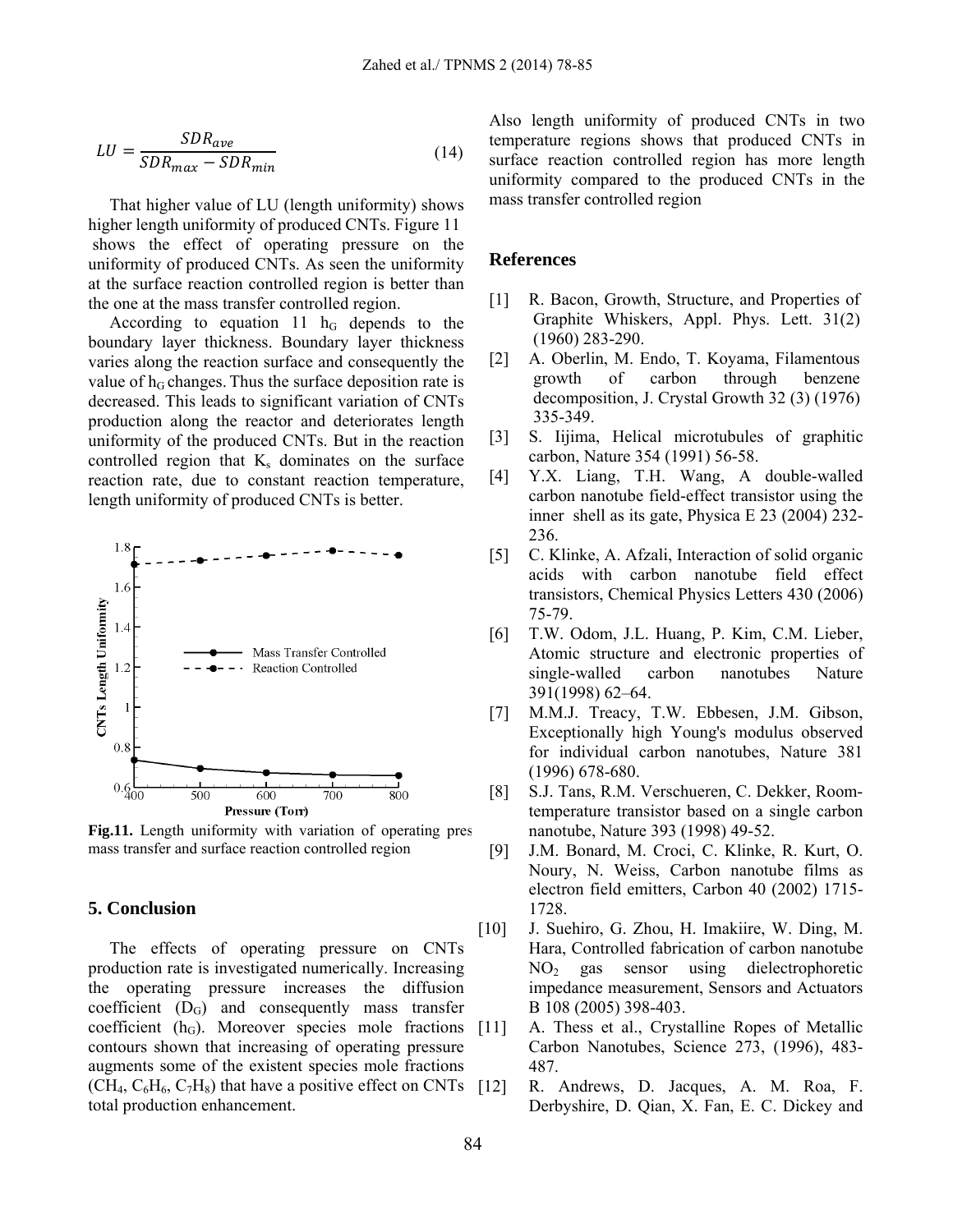$$LU = \frac{SDR_{ave}}{SDR_{max} - SDR_{min}} \tag{14}$$

That higher value of LU (length uniformity) shows higher length uniformity of produced CNTs. Figure 11 shows the effect of operating pressure on the uniformity of produced CNTs. As seen the uniformity at the surface reaction controlled region is better than the one at the mass transfer controlled region.

According to equation 11 $h_G$ depends to the boundary layer thickness. Boundary layer thickness varies along the reaction surface and consequently the value of $h_G$ changes. Thus the surface deposition rate is decreased. This leads to significant variation of CNTs production along the reactor and deteriorates length uniformity of the produced CNTs. But in the reaction controlled region that $K_s$ dominates on the surface reaction rate, due to constant reaction temperature, length uniformity of produced CNTs is better.

**Fig.11.** Length uniformity with variation of operating pres mass transfer and surface reaction controlled region

## 5. Conclusion

The effects of operating pressure on CNTs production rate is investigated numerically. Increasing the operating pressure increases the diffusion coefficient ($D_G$) and consequently mass transfer coefficient ($h_G$). Moreover species mole fractions contours shown that increasing of operating pressure augments some of the existent species mole fractions ($CH_4$, $C_6H_6$, $C_7H_8$) that have a positive effect on CNTs total production enhancement.

Also length uniformity of produced CNTs in two temperature regions shows that produced CNTs in surface reaction controlled region has more length uniformity compared to the produced CNTs in the mass transfer controlled region

## References

[1] R. Bacon, Growth, Structure, and Properties of Graphite Whiskers, Appl. Phys. Lett. 31(2) (1960) 283-290.

[2] A. Oberlin, M. Endo, T. Koyama, Filamentous growth of carbon through benzene decomposition, J. Crystal Growth 32 (3) (1976) 335-349.

[3] S. Iijima, Helical microtubules of graphitic carbon, Nature 354 (1991) 56-58.

[4] Y.X. Liang, T.H. Wang, A double-walled carbon nanotube field-effect transistor using the inner shell as its gate, Physica E 23 (2004) 232-236.

[5] C. Klinke, A. Afzali, Interaction of solid organic acids with carbon nanotube field effect transistors, Chemical Physics Letters 430 (2006) 75-79.

[6] T.W. Odom, J.L. Huang, P. Kim, C.M. Lieber, Atomic structure and electronic properties of single-walled carbon nanotubes Nature 391(1998) 62–64.

[7] M.M.J. Treacy, T.W. Ebbesen, J.M. Gibson, Exceptionally high Young's modulus observed for individual carbon nanotubes, Nature 381 (1996) 678-680.

[8] S.J. Tans, R.M. Verschueren, C. Dekker, Room-temperature transistor based on a single carbon nanotube, Nature 393 (1998) 49-52.

[9] J.M. Bonard, M. Croci, C. Klinke, R. Kurt, O. Noury, N. Weiss, Carbon nanotube films as electron field emitters, Carbon 40 (2002) 1715-1728.

[10] J. Suehiro, G. Zhou, H. Imakiire, W. Ding, M. Hara, Controlled fabrication of carbon nanotube $NO_2$ gas sensor using dielectrophoretic impedance measurement, Sensors and Actuators B 108 (2005) 398-403.

[11] A. Thess et al., Crystalline Ropes of Metallic Carbon Nanotubes, Science 273, (1996), 483-487.

[12] R. Andrews, D. Jacques, A. M. Roa, F. Derbyshire, D. Qian, X. Fan, E. C. Dickey and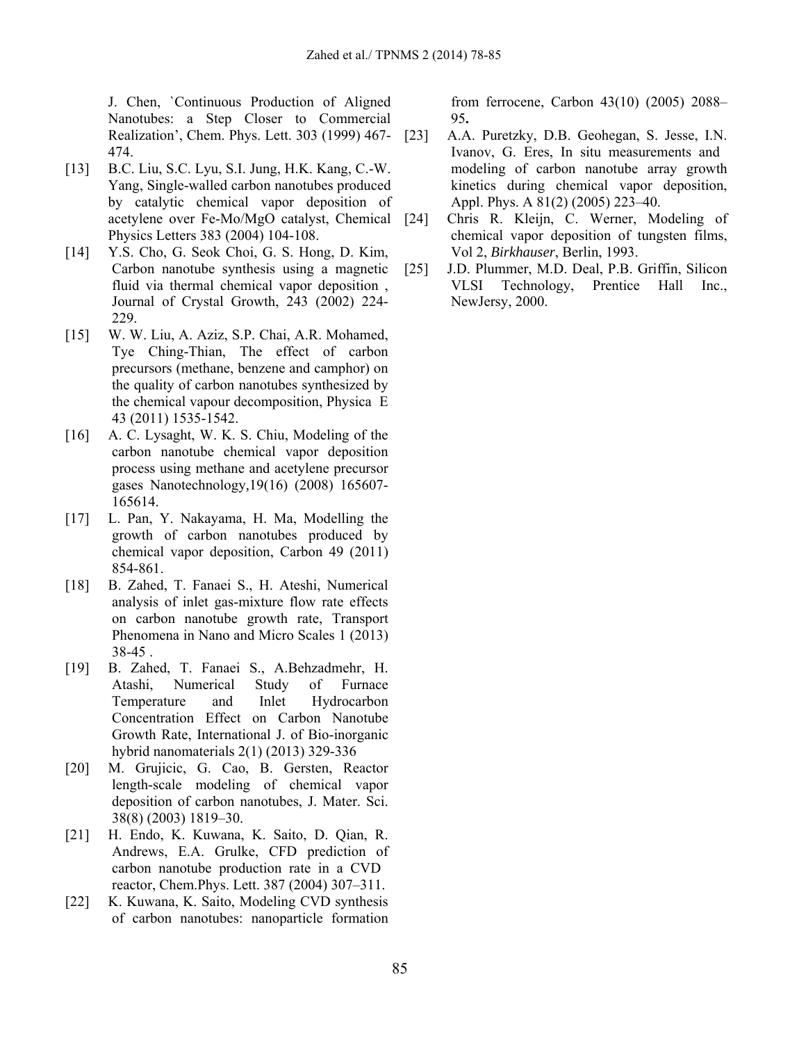J. Chen, `Continuous Production of Aligned Nanotubes: a Step Closer to Commercial Realization', Chem. Phys. Lett. 303 (1999) 467-474.

[13] B.C. Liu, S.C. Lyu, S.I. Jung, H.K. Kang, C.-W. Yang, Single-walled carbon nanotubes produced by catalytic chemical vapor deposition of acetylene over Fe-Mo/MgO catalyst, Chemical Physics Letters 383 (2004) 104-108.

[14] Y.S. Cho, G. Seok Choi, G. S. Hong, D. Kim, Carbon nanotube synthesis using a magnetic fluid via thermal chemical vapor deposition , Journal of Crystal Growth, 243 (2002) 224-229.

[15] W. W. Liu, A. Aziz, S.P. Chai, A.R. Mohamed, Tye Ching-Thian, The effect of carbon precursors (methane, benzene and camphor) on the quality of carbon nanotubes synthesized by the chemical vapour decomposition, Physica E 43 (2011) 1535-1542.

[16] A. C. Lysaght, W. K. S. Chiu, Modeling of the carbon nanotube chemical vapor deposition process using methane and acetylene precursor gases Nanotechnology,19(16) (2008) 165607-165614.

[17] L. Pan, Y. Nakayama, H. Ma, Modelling the growth of carbon nanotubes produced by chemical vapor deposition, Carbon 49 (2011) 854-861.

[18] B. Zahed, T. Fanaei S., H. Ateshi, Numerical analysis of inlet gas-mixture flow rate effects on carbon nanotube growth rate, Transport Phenomena in Nano and Micro Scales 1 (2013) 38-45 .

[19] B. Zahed, T. Fanaei S., A.Behzadmehr, H. Atashi, Numerical Study of Furnace Temperature and Inlet Hydrocarbon Concentration Effect on Carbon Nanotube Growth Rate, International J. of Bio-inorganic hybrid nanomaterials 2(1) (2013) 329-336

[20] M. Grujicic, G. Cao, B. Gersten, Reactor length-scale modeling of chemical vapor deposition of carbon nanotubes, J. Mater. Sci. 38(8) (2003) 1819–30.

[21] H. Endo, K. Kuwana, K. Saito, D. Qian, R. Andrews, E.A. Grulke, CFD prediction of carbon nanotube production rate in a CVD reactor, Chem.Phys. Lett. 387 (2004) 307–311.

[22] K. Kuwana, K. Saito, Modeling CVD synthesis of carbon nanotubes: nanoparticle formation from ferrocene, Carbon 43(10) (2005) 2088–95.

[23] A.A. Puretzky, D.B. Geohegan, S. Jesse, I.N. Ivanov, G. Eres, In situ measurements and modeling of carbon nanotube array growth kinetics during chemical vapor deposition, Appl. Phys. A 81(2) (2005) 223–40.

[24] Chris R. Kleijn, C. Werner, Modeling of chemical vapor deposition of tungsten films, Vol 2, *Birkhauser*, Berlin, 1993.

[25] J.D. Plummer, M.D. Deal, P.B. Griffin, Silicon VLSI Technology, Prentice Hall Inc., NewJersy, 2000.